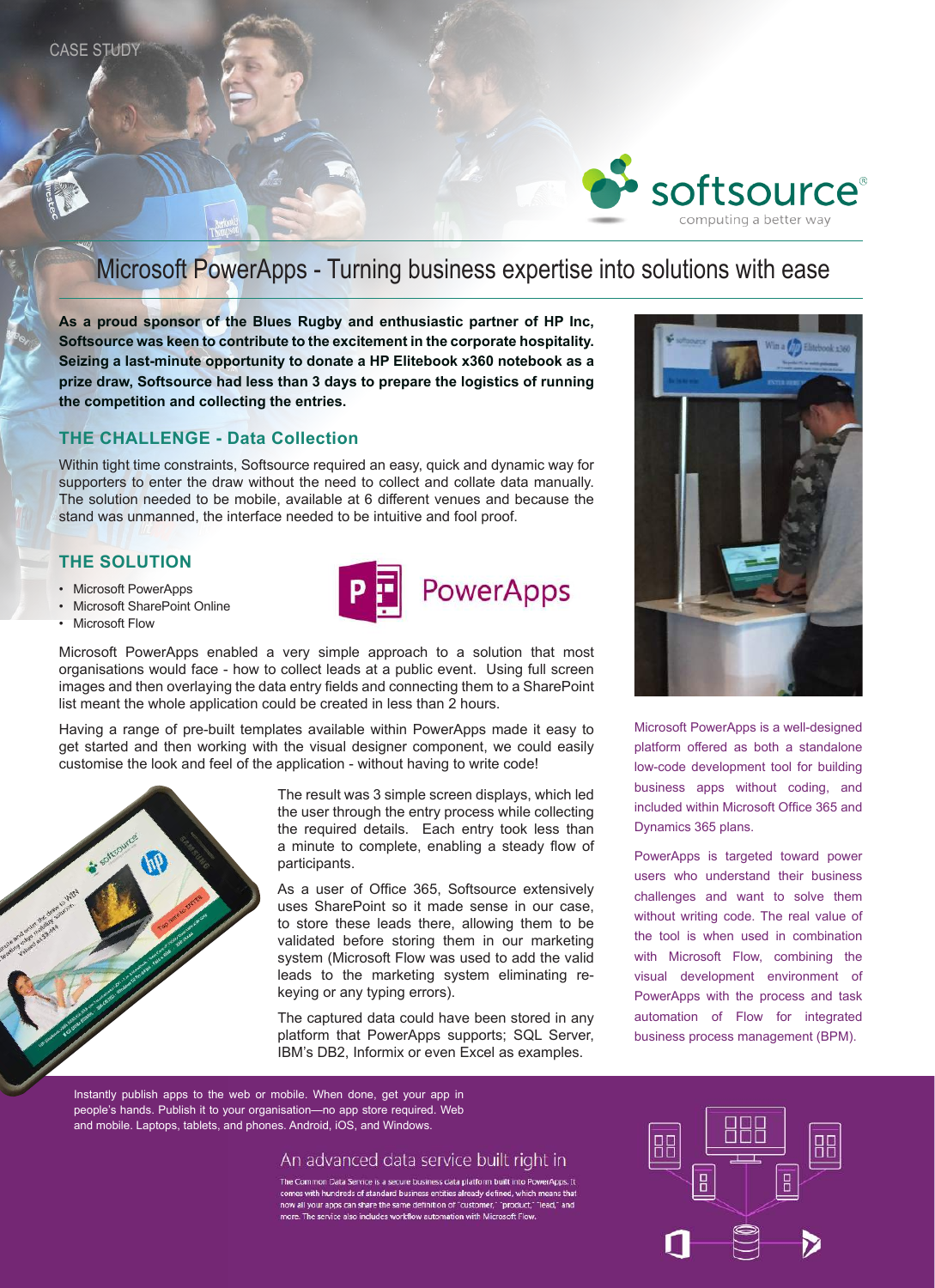CASE STUDY

softsource
computing a better way

# Microsoft PowerApps - Turning business expertise into solutions with ease

**As a proud sponsor of the Blues Rugby and enthusiastic partner of HP Inc, Softsource was keen to contribute to the excitement in the corporate hospitality. Seizing a last-minute opportunity to donate a HP Elitebook x360 notebook as a prize draw, Softsource had less than 3 days to prepare the logistics of running the competition and collecting the entries.**

## THE CHALLENGE - Data Collection

Within tight time constraints, Softsource required an easy, quick and dynamic way for supporters to enter the draw without the need to collect and collate data manually. The solution needed to be mobile, available at 6 different venues and because the stand was unmanned, the interface needed to be intuitive and fool proof.

## THE SOLUTION

- Microsoft PowerApps
- Microsoft SharePoint Online
- Microsoft Flow

PowerApps

Microsoft PowerApps enabled a very simple approach to a solution that most organisations would face - how to collect leads at a public event. Using full screen images and then overlaying the data entry fields and connecting them to a SharePoint list meant the whole application could be created in less than 2 hours.

Having a range of pre-built templates available within PowerApps made it easy to get started and then working with the visual designer component, we could easily customise the look and feel of the application - without having to write code!

The result was 3 simple screen displays, which led the user through the entry process while collecting the required details. Each entry took less than a minute to complete, enabling a steady flow of participants.

As a user of Office 365, Softsource extensively uses SharePoint so it made sense in our case, to store these leads there, allowing them to be validated before storing them in our marketing system (Microsoft Flow was used to add the valid leads to the marketing system eliminating re-keying or any typing errors).

The captured data could have been stored in any platform that PowerApps supports; SQL Server, IBM's DB2, Informix or even Excel as examples.

Microsoft PowerApps is a well-designed platform offered as both a standalone low-code development tool for building business apps without coding, and included within Microsoft Office 365 and Dynamics 365 plans.

PowerApps is targeted toward power users who understand their business challenges and want to solve them without writing code. The real value of the tool is when used in combination with Microsoft Flow, combining the visual development environment of PowerApps with the process and task automation of Flow for integrated business process management (BPM).

Instantly publish apps to the web or mobile. When done, get your app in people's hands. Publish it to your organisation—no app store required. Web and mobile. Laptops, tablets, and phones. Android, iOS, and Windows.

### An advanced data service built right in

The Common Data Service is a secure business data platform built into PowerApps. It comes with hundreds of standard business entities already defined, which means that now all your apps can share the same definition of "customer," "product," "lead," and more. The service also includes workflow automation with Microsoft Flow.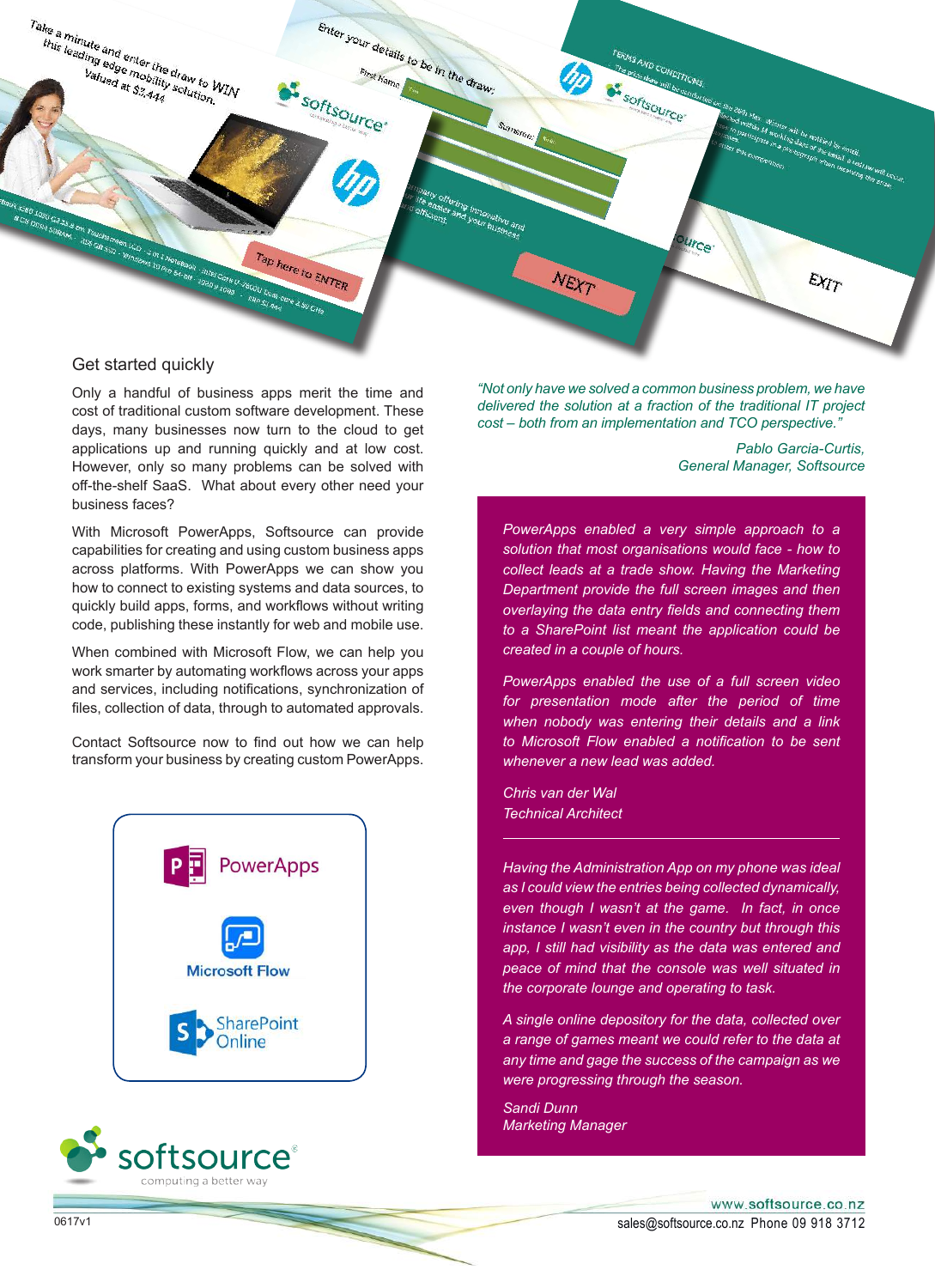## Get started quickly

Only a handful of business apps merit the time and cost of traditional custom software development. These days, many businesses now turn to the cloud to get applications up and running quickly and at low cost. However, only so many problems can be solved with off-the-shelf SaaS. What about every other need your business faces?

With Microsoft PowerApps, Softsource can provide capabilities for creating and using custom business apps across platforms. With PowerApps we can show you how to connect to existing systems and data sources, to quickly build apps, forms, and workflows without writing code, publishing these instantly for web and mobile use.

When combined with Microsoft Flow, we can help you work smarter by automating workflows across your apps and services, including notifications, synchronization of files, collection of data, through to automated approvals.

Contact Softsource now to find out how we can help transform your business by creating custom PowerApps.

PowerApps

Microsoft Flow

SharePoint Online

*"Not only have we solved a common business problem, we have delivered the solution at a fraction of the traditional IT project cost – both from an implementation and TCO perspective."*

*Pablo Garcia-Curtis,*
*General Manager, Softsource*

*PowerApps enabled a very simple approach to a solution that most organisations would face - how to collect leads at a trade show. Having the Marketing Department provide the full screen images and then overlaying the data entry fields and connecting them to a SharePoint list meant the application could be created in a couple of hours.*

*PowerApps enabled the use of a full screen video for presentation mode after the period of time when nobody was entering their details and a link to Microsoft Flow enabled a notification to be sent whenever a new lead was added.*

*Chris van der Wal*
*Technical Architect*

---

*Having the Administration App on my phone was ideal as I could view the entries being collected dynamically, even though I wasn't at the game. In fact, in once instance I wasn't even in the country but through this app, I still had visibility as the data was entered and peace of mind that the console was well situated in the corporate lounge and operating to task.*

*A single online depository for the data, collected over a range of games meant we could refer to the data at any time and gage the success of the campaign as we were progressing through the season.*

*Sandi Dunn*
*Marketing Manager*

softsource
computing a better way

www.softsource.co.nz
sales@softsource.co.nz Phone 09 918 3712

0617v1